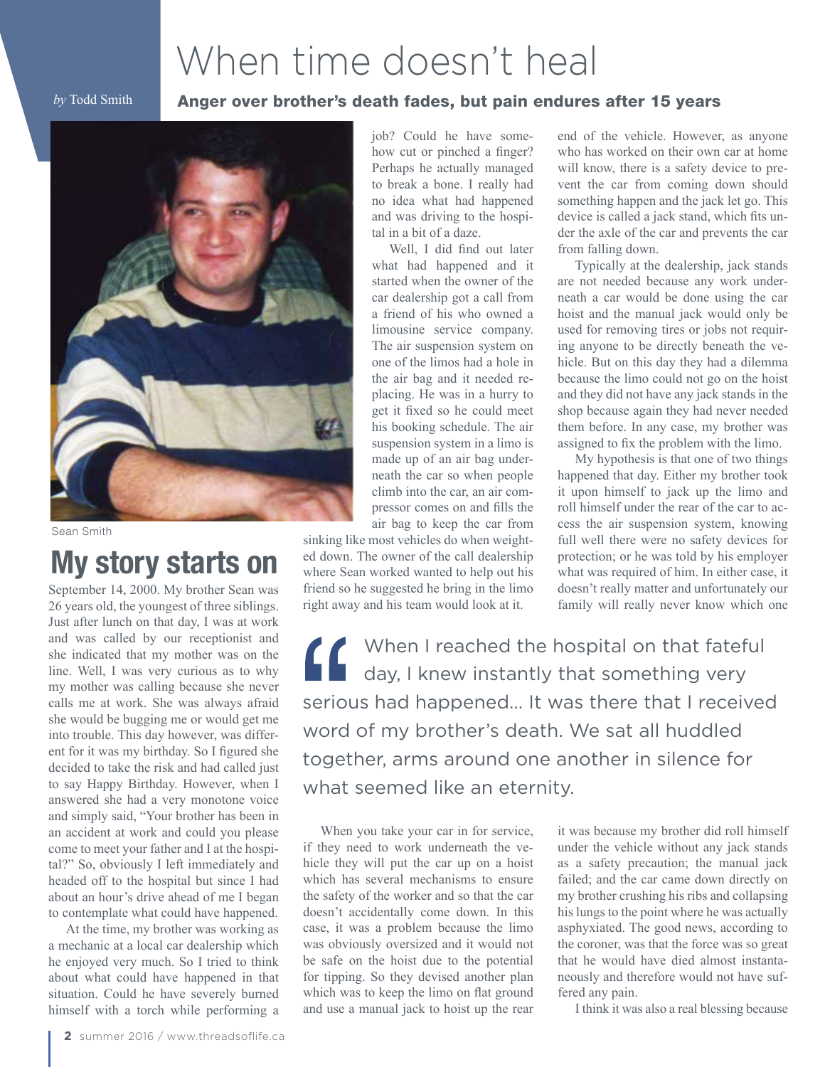# When time doesn't heal

*by* Todd Smith

**Anger over brother's death fades, but pain endures after 15 years**

Sean Smith

## My story starts on

September 14, 2000. My brother Sean was 26 years old, the youngest of three siblings. Just after lunch on that day, I was at work and was called by our receptionist and she indicated that my mother was on the line. Well, I was very curious as to why my mother was calling because she never calls me at work. She was always afraid she would be bugging me or would get me into trouble. This day however, was different for it was my birthday. So I figured she decided to take the risk and had called just to say Happy Birthday. However, when I answered she had a very monotone voice and simply said, "Your brother has been in an accident at work and could you please come to meet your father and I at the hospital?" So, obviously I left immediately and headed off to the hospital but since I had about an hour's drive ahead of me I began to contemplate what could have happened.

At the time, my brother was working as a mechanic at a local car dealership which he enjoyed very much. So I tried to think about what could have happened in that situation. Could he have severely burned himself with a torch while performing a job? Could he have somehow cut or pinched a finger? Perhaps he actually managed to break a bone. I really had no idea what had happened and was driving to the hospital in a bit of a daze.

Well, I did find out later what had happened and it started when the owner of the car dealership got a call from a friend of his who owned a limousine service company. The air suspension system on one of the limos had a hole in the air bag and it needed replacing. He was in a hurry to get it fixed so he could meet his booking schedule. The air suspension system in a limo is made up of an air bag underneath the car so when people climb into the car, an air compressor comes on and fills the air bag to keep the car from sinking like most vehicles do when weighted down. The owner of the call dealership where Sean worked wanted to help out his friend so he suggested he bring in the limo right away and his team would look at it.

When you take your car in for service, if they need to work underneath the vehicle they will put the car up on a hoist which has several mechanisms to ensure the safety of the worker and so that the car doesn't accidentally come down. In this case, it was a problem because the limo was obviously oversized and it would not be safe on the hoist due to the potential for tipping. So they devised another plan which was to keep the limo on flat ground and use a manual jack to hoist up the rear end of the vehicle. However, as anyone who has worked on their own car at home will know, there is a safety device to prevent the car from coming down should something happen and the jack let go. This device is called a jack stand, which fits under the axle of the car and prevents the car from falling down.

Typically at the dealership, jack stands are not needed because any work underneath a car would be done using the car hoist and the manual jack would only be used for removing tires or jobs not requiring anyone to be directly beneath the vehicle. But on this day they had a dilemma because the limo could not go on the hoist and they did not have any jack stands in the shop because again they had never needed them before. In any case, my brother was assigned to fix the problem with the limo.

My hypothesis is that one of two things happened that day. Either my brother took it upon himself to jack up the limo and roll himself under the rear of the car to access the air suspension system, knowing full well there were no safety devices for protection; or he was told by his employer what was required of him. In either case, it doesn't really matter and unfortunately our family will really never know which one it was because my brother did roll himself under the vehicle without any jack stands as a safety precaution; the manual jack failed; and the car came down directly on my brother crushing his ribs and collapsing his lungs to the point where he was actually asphyxiated. The good news, according to the coroner, was that the force was so great that he would have died almost instantaneously and therefore would not have suffered any pain.

> When I reached the hospital on that fateful day, I knew instantly that something very serious had happened… It was there that I received word of my brother's death. We sat all huddled together, arms around one another in silence for what seemed like an eternity.

I think it was also a real blessing because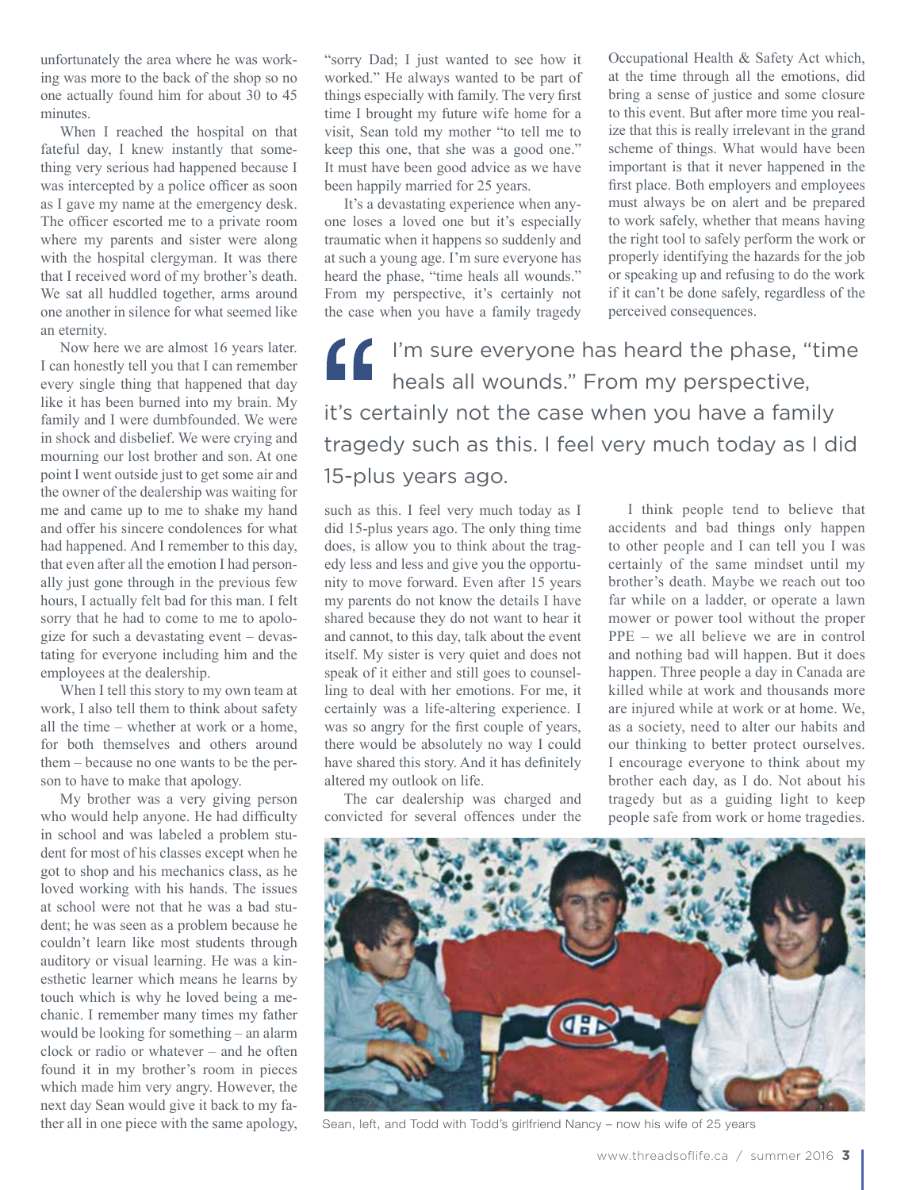unfortunately the area where he was working was more to the back of the shop so no one actually found him for about 30 to 45 minutes.

When I reached the hospital on that fateful day, I knew instantly that something very serious had happened because I was intercepted by a police officer as soon as I gave my name at the emergency desk. The officer escorted me to a private room where my parents and sister were along with the hospital clergyman. It was there that I received word of my brother's death. We sat all huddled together, arms around one another in silence for what seemed like an eternity.

Now here we are almost 16 years later. I can honestly tell you that I can remember every single thing that happened that day like it has been burned into my brain. My family and I were dumbfounded. We were in shock and disbelief. We were crying and mourning our lost brother and son. At one point I went outside just to get some air and the owner of the dealership was waiting for me and came up to me to shake my hand and offer his sincere condolences for what had happened. And I remember to this day, that even after all the emotion I had personally just gone through in the previous few hours, I actually felt bad for this man. I felt sorry that he had to come to me to apologize for such a devastating event – devastating for everyone including him and the employees at the dealership.

When I tell this story to my own team at work, I also tell them to think about safety all the time – whether at work or a home, for both themselves and others around them – because no one wants to be the person to have to make that apology.

My brother was a very giving person who would help anyone. He had difficulty in school and was labeled a problem student for most of his classes except when he got to shop and his mechanics class, as he loved working with his hands. The issues at school were not that he was a bad student; he was seen as a problem because he couldn't learn like most students through auditory or visual learning. He was a kinesthetic learner which means he learns by touch which is why he loved being a mechanic. I remember many times my father would be looking for something – an alarm clock or radio or whatever – and he often found it in my brother's room in pieces which made him very angry. However, the next day Sean would give it back to my father all in one piece with the same apology, "sorry Dad; I just wanted to see how it worked." He always wanted to be part of things especially with family. The very first time I brought my future wife home for a visit, Sean told my mother "to tell me to keep this one, that she was a good one." It must have been good advice as we have been happily married for 25 years.

It's a devastating experience when anyone loses a loved one but it's especially traumatic when it happens so suddenly and at such a young age. I'm sure everyone has heard the phase, "time heals all wounds." From my perspective, it's certainly not the case when you have a family tragedy such as this. I feel very much today as I did 15-plus years ago. The only thing time does, is allow you to think about the tragedy less and less and give you the opportunity to move forward. Even after 15 years my parents do not know the details I have shared because they do not want to hear it and cannot, to this day, talk about the event itself. My sister is very quiet and does not speak of it either and still goes to counselling to deal with her emotions. For me, it certainly was a life-altering experience. I was so angry for the first couple of years, there would be absolutely no way I could have shared this story. And it has definitely altered my outlook on life.

The car dealership was charged and convicted for several offences under the Occupational Health & Safety Act which, at the time through all the emotions, did bring a sense of justice and some closure to this event. But after more time you realize that this is really irrelevant in the grand scheme of things. What would have been important is that it never happened in the first place. Both employers and employees must always be on alert and be prepared to work safely, whether that means having the right tool to safely perform the work or properly identifying the hazards for the job or speaking up and refusing to do the work if it can't be done safely, regardless of the perceived consequences.

> I'm sure everyone has heard the phase, "time heals all wounds." From my perspective, it's certainly not the case when you have a family tragedy such as this. I feel very much today as I did 15-plus years ago.

I think people tend to believe that accidents and bad things only happen to other people and I can tell you I was certainly of the same mindset until my brother's death. Maybe we reach out too far while on a ladder, or operate a lawn mower or power tool without the proper PPE – we all believe we are in control and nothing bad will happen. But it does happen. Three people a day in Canada are killed while at work and thousands more are injured while at work or at home. We, as a society, need to alter our habits and our thinking to better protect ourselves. I encourage everyone to think about my brother each day, as I do. Not about his tragedy but as a guiding light to keep people safe from work or home tragedies.

Sean, left, and Todd with Todd's girlfriend Nancy – now his wife of 25 years